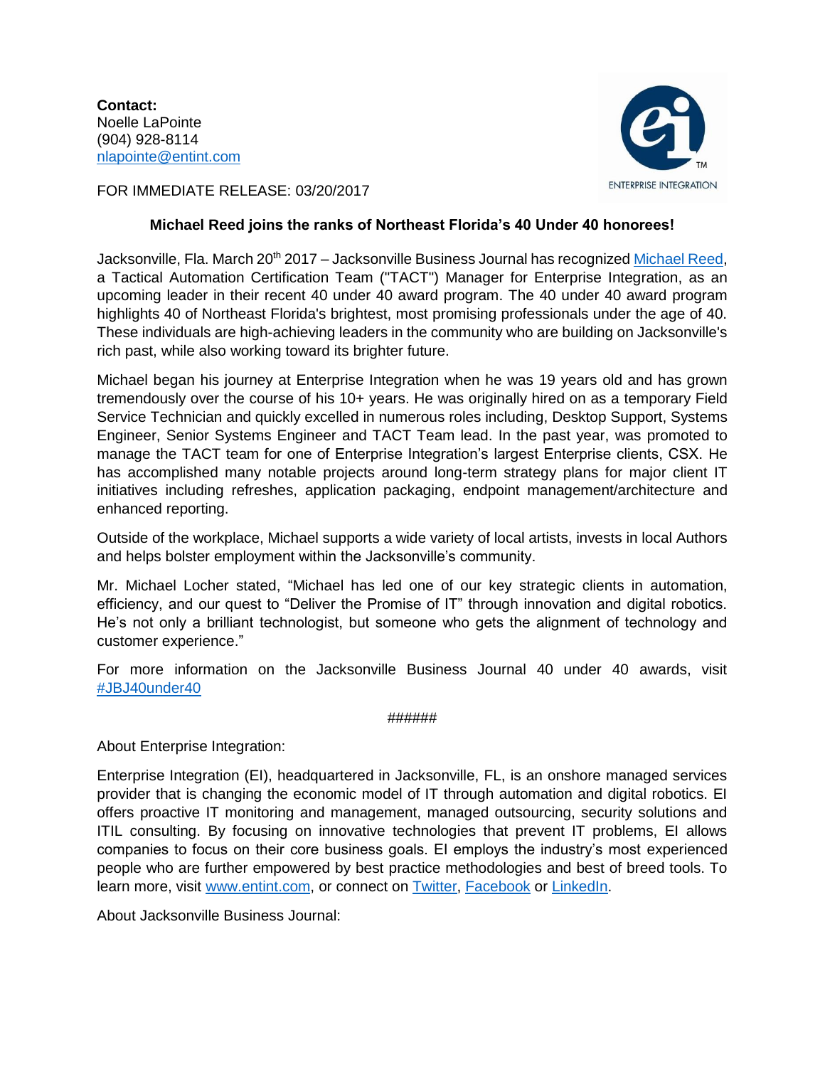**Contact:**
Noelle LaPointe
(904) 928-8114
[nlapointe@entint.com](mailto:nlapointe@entint.com)

FOR IMMEDIATE RELEASE: 03/20/2017

**Michael Reed joins the ranks of Northeast Florida's 40 Under 40 honorees!**

Jacksonville, Fla. March 20th 2017 – Jacksonville Business Journal has recognized Michael Reed, a Tactical Automation Certification Team ("TACT") Manager for Enterprise Integration, as an upcoming leader in their recent 40 under 40 award program. The 40 under 40 award program highlights 40 of Northeast Florida's brightest, most promising professionals under the age of 40. These individuals are high-achieving leaders in the community who are building on Jacksonville's rich past, while also working toward its brighter future.

Michael began his journey at Enterprise Integration when he was 19 years old and has grown tremendously over the course of his 10+ years. He was originally hired on as a temporary Field Service Technician and quickly excelled in numerous roles including, Desktop Support, Systems Engineer, Senior Systems Engineer and TACT Team lead. In the past year, was promoted to manage the TACT team for one of Enterprise Integration's largest Enterprise clients, CSX. He has accomplished many notable projects around long-term strategy plans for major client IT initiatives including refreshes, application packaging, endpoint management/architecture and enhanced reporting.

Outside of the workplace, Michael supports a wide variety of local artists, invests in local Authors and helps bolster employment within the Jacksonville's community.

Mr. Michael Locher stated, "Michael has led one of our key strategic clients in automation, efficiency, and our quest to "Deliver the Promise of IT" through innovation and digital robotics. He's not only a brilliant technologist, but someone who gets the alignment of technology and customer experience."

For more information on the Jacksonville Business Journal 40 under 40 awards, visit #JBJ40under40

######

About Enterprise Integration:

Enterprise Integration (EI), headquartered in Jacksonville, FL, is an onshore managed services provider that is changing the economic model of IT through automation and digital robotics. EI offers proactive IT monitoring and management, managed outsourcing, security solutions and ITIL consulting. By focusing on innovative technologies that prevent IT problems, EI allows companies to focus on their core business goals. EI employs the industry's most experienced people who are further empowered by best practice methodologies and best of breed tools. To learn more, visit www.entint.com, or connect on Twitter, Facebook or LinkedIn.

About Jacksonville Business Journal: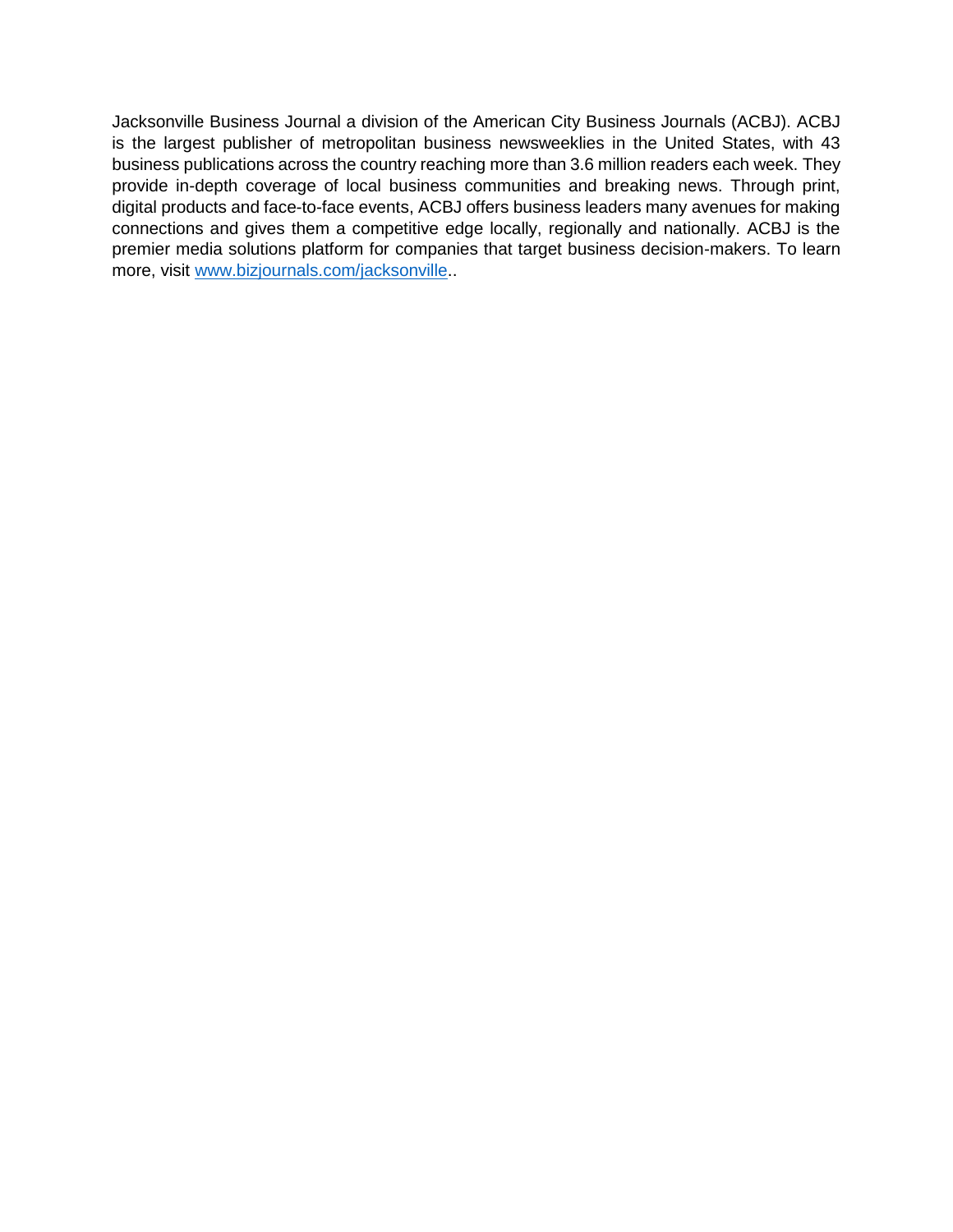Jacksonville Business Journal a division of the American City Business Journals (ACBJ). ACBJ is the largest publisher of metropolitan business newsweeklies in the United States, with 43 business publications across the country reaching more than 3.6 million readers each week. They provide in-depth coverage of local business communities and breaking news. Through print, digital products and face-to-face events, ACBJ offers business leaders many avenues for making connections and gives them a competitive edge locally, regionally and nationally. ACBJ is the premier media solutions platform for companies that target business decision-makers. To learn more, visit [www.bizjournals.com/jacksonville](http://www.bizjournals.com/jacksonville)..